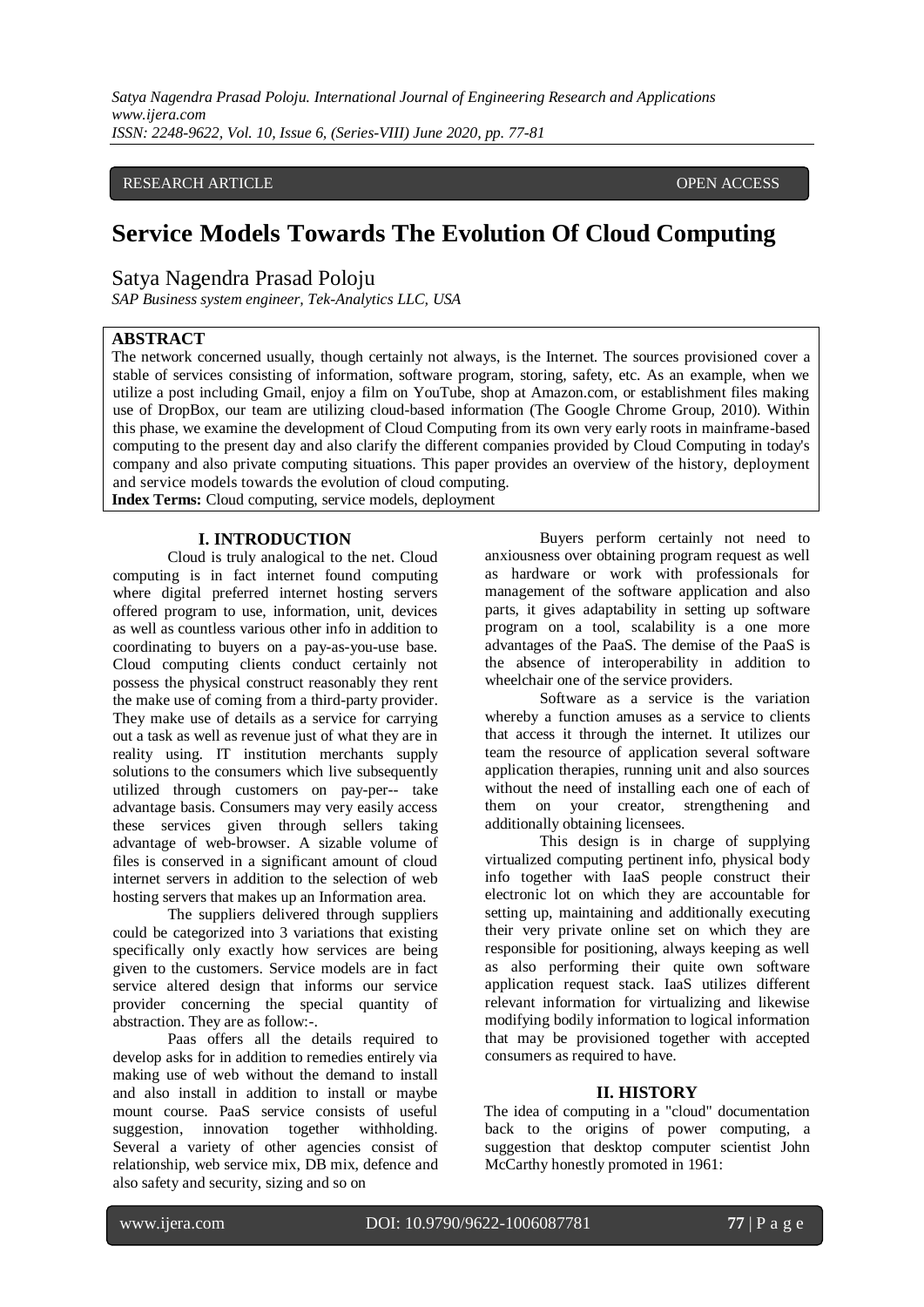RESEARCH ARTICLE OPEN ACCESS

# Service Models Towards The Evolution Of Cloud Computing

Satya Nagendra Prasad Poloju

*SAP Business system engineer, Tek-Analytics LLC, USA*

## ABSTRACT

The network concerned usually, though certainly not always, is the Internet. The sources provisioned cover a stable of services consisting of information, software program, storing, safety, etc. As an example, when we utilize a post including Gmail, enjoy a film on YouTube, shop at Amazon.com, or establishment files making use of DropBox, our team are utilizing cloud-based information (The Google Chrome Group, 2010). Within this phase, we examine the development of Cloud Computing from its own very early roots in mainframe-based computing to the present day and also clarify the different companies provided by Cloud Computing in today's company and also private computing situations. This paper provides an overview of the history, deployment and service models towards the evolution of cloud computing.

**Index Terms:** Cloud computing, service models, deployment

## I. INTRODUCTION

Cloud is truly analogical to the net. Cloud computing is in fact internet found computing where digital preferred internet hosting servers offered program to use, information, unit, devices as well as countless various other info in addition to coordinating to buyers on a pay-as-you-use base. Cloud computing clients conduct certainly not possess the physical construct reasonably they rent the make use of coming from a third-party provider. They make use of details as a service for carrying out a task as well as revenue just of what they are in reality using. IT institution merchants supply solutions to the consumers which live subsequently utilized through customers on pay-per-- take advantage basis. Consumers may very easily access these services given through sellers taking advantage of web-browser. A sizable volume of files is conserved in a significant amount of cloud internet servers in addition to the selection of web hosting servers that makes up an Information area.

The suppliers delivered through suppliers could be categorized into 3 variations that existing specifically only exactly how services are being given to the customers. Service models are in fact service altered design that informs our service provider concerning the special quantity of abstraction. They are as follow:-.

Paas offers all the details required to develop asks for in addition to remedies entirely via making use of web without the demand to install and also install in addition to install or maybe mount course. PaaS service consists of useful suggestion, innovation together withholding. Several a variety of other agencies consist of relationship, web service mix, DB mix, defence and also safety and security, sizing and so on

Buyers perform certainly not need to anxiousness over obtaining program request as well as hardware or work with professionals for management of the software application and also parts, it gives adaptability in setting up software program on a tool, scalability is a one more advantages of the PaaS. The demise of the PaaS is the absence of interoperability in addition to wheelchair one of the service providers.

Software as a service is the variation whereby a function amuses as a service to clients that access it through the internet. It utilizes our team the resource of application several software application therapies, running unit and also sources without the need of installing each one of each of them on your creator, strengthening and additionally obtaining licensees.

This design is in charge of supplying virtualized computing pertinent info, physical body info together with IaaS people construct their electronic lot on which they are accountable for setting up, maintaining and additionally executing their very private online set on which they are responsible for positioning, always keeping as well as also performing their quite own software application request stack. IaaS utilizes different relevant information for virtualizing and likewise modifying bodily information to logical information that may be provisioned together with accepted consumers as required to have.

## II. HISTORY

The idea of computing in a "cloud" documentation back to the origins of power computing, a suggestion that desktop computer scientist John McCarthy honestly promoted in 1961: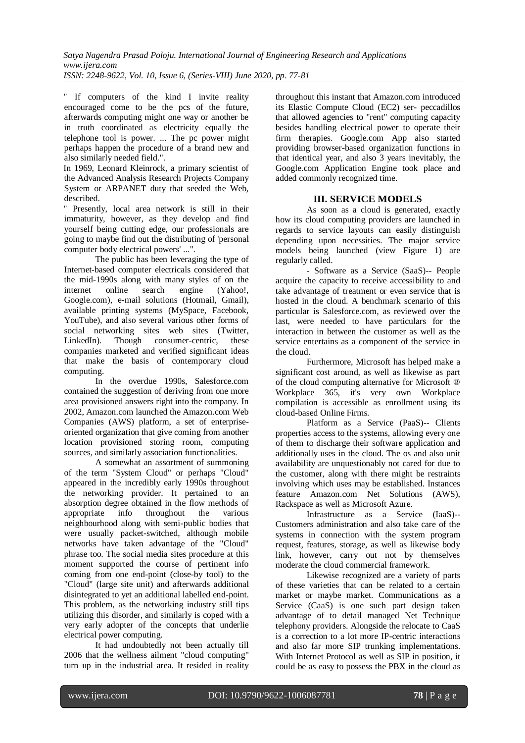" If computers of the kind I invite reality encouraged come to be the pcs of the future, afterwards computing might one way or another be in truth coordinated as electricity equally the telephone tool is power. ... The pc power might perhaps happen the procedure of a brand new and also similarly needed field.".

In 1969, Leonard Kleinrock, a primary scientist of the Advanced Analysis Research Projects Company System or ARPANET duty that seeded the Web, described.

" Presently, local area network is still in their immaturity, however, as they develop and find yourself being cutting edge, our professionals are going to maybe find out the distributing of 'personal computer body electrical powers' ...".

The public has been leveraging the type of Internet-based computer electricals considered that the mid-1990s along with many styles of on the internet online search engine (Yahoo!, Google.com), e-mail solutions (Hotmail, Gmail), available printing systems (MySpace, Facebook, YouTube), and also several various other forms of social networking sites web sites (Twitter, LinkedIn). Though consumer-centric, these companies marketed and verified significant ideas that make the basis of contemporary cloud computing.

In the overdue 1990s, Salesforce.com contained the suggestion of deriving from one more area provisioned answers right into the company. In 2002, Amazon.com launched the Amazon.com Web Companies (AWS) platform, a set of enterprise-oriented organization that give coming from another location provisioned storing room, computing sources, and similarly association functionalities.

A somewhat an assortment of summoning of the term "System Cloud" or perhaps "Cloud" appeared in the incredibly early 1990s throughout the networking provider. It pertained to an absorption degree obtained in the flow methods of appropriate info throughout the various neighbourhood along with semi-public bodies that were usually packet-switched, although mobile networks have taken advantage of the "Cloud" phrase too. The social media sites procedure at this moment supported the course of pertinent info coming from one end-point (close-by tool) to the "Cloud" (large site unit) and afterwards additional disintegrated to yet an additional labelled end-point. This problem, as the networking industry still tips utilizing this disorder, and similarly is coped with a very early adopter of the concepts that underlie electrical power computing.

It had undoubtedly not been actually till 2006 that the wellness ailment "cloud computing" turn up in the industrial area. It resided in reality throughout this instant that Amazon.com introduced its Elastic Compute Cloud (EC2) ser- peccadillos that allowed agencies to "rent" computing capacity besides handling electrical power to operate their firm therapies. Google.com App also started providing browser-based organization functions in that identical year, and also 3 years inevitably, the Google.com Application Engine took place and added commonly recognized time.

## III. SERVICE MODELS

As soon as a cloud is generated, exactly how its cloud computing providers are launched in regards to service layouts can easily distinguish depending upon necessities. The major service models being launched (view Figure 1) are regularly called.

- Software as a Service (SaaS)-- People acquire the capacity to receive accessibility to and take advantage of treatment or even service that is hosted in the cloud. A benchmark scenario of this particular is Salesforce.com, as reviewed over the last, were needed to have particulars for the interaction in between the customer as well as the service entertains as a component of the service in the cloud.

Furthermore, Microsoft has helped make a significant cost around, as well as likewise as part of the cloud computing alternative for Microsoft ® Workplace 365, it's very own Workplace compilation is accessible as enrollment using its cloud-based Online Firms.

Platform as a Service (PaaS)-- Clients properties access to the systems, allowing every one of them to discharge their software application and additionally uses in the cloud. The os and also unit availability are unquestionably not cared for due to the customer, along with there might be restraints involving which uses may be established. Instances feature Amazon.com Net Solutions (AWS), Rackspace as well as Microsoft Azure.

Infrastructure as a Service (IaaS)-- Customers administration and also take care of the systems in connection with the system program request, features, storage, as well as likewise body link, however, carry out not by themselves moderate the cloud commercial framework.

Likewise recognized are a variety of parts of these varieties that can be related to a certain market or maybe market. Communications as a Service (CaaS) is one such part design taken advantage of to detail managed Net Technique telephony providers. Alongside the relocate to CaaS is a correction to a lot more IP-centric interactions and also far more SIP trunking implementations. With Internet Protocol as well as SIP in position, it could be as easy to possess the PBX in the cloud as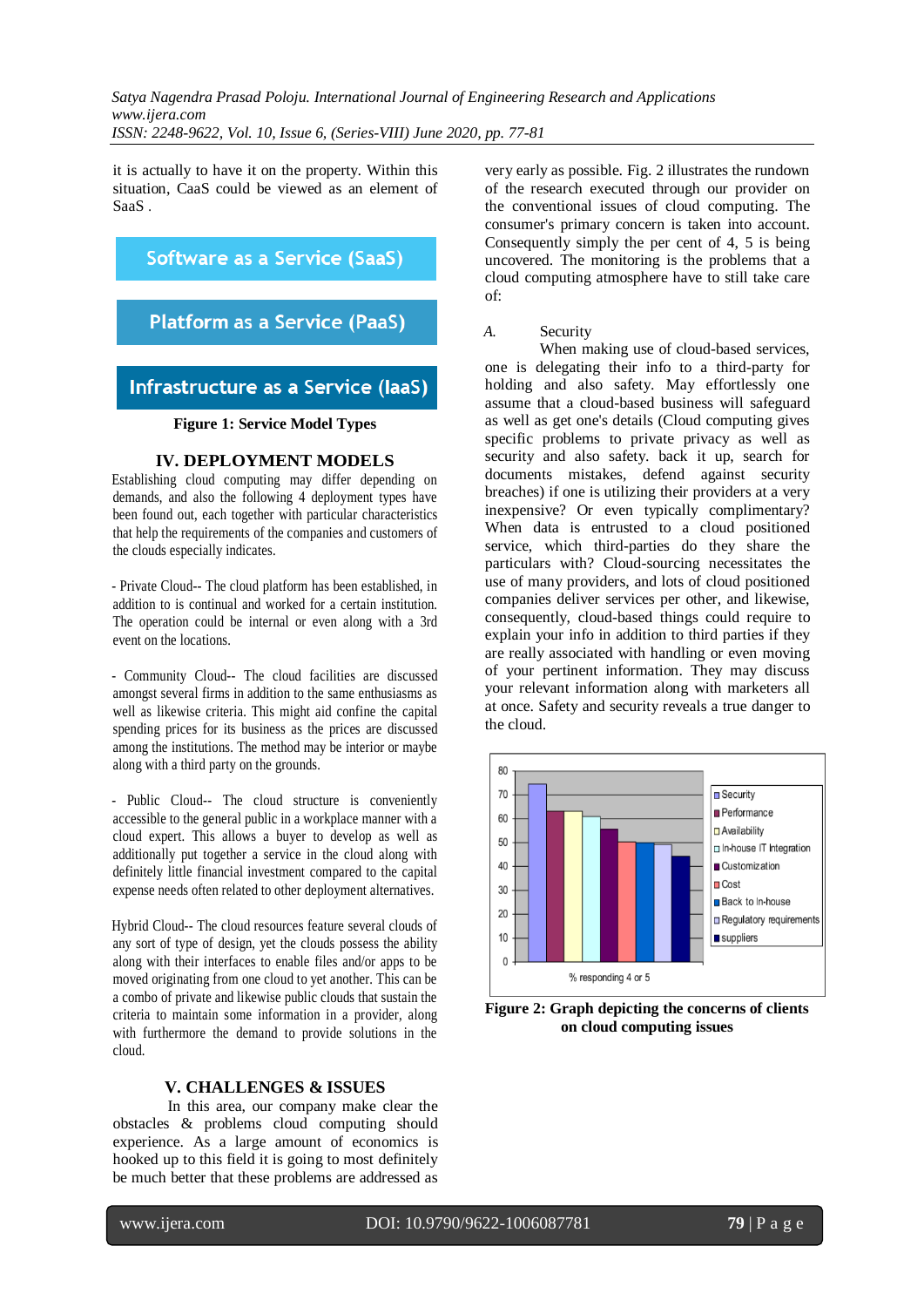it is actually to have it on the property. Within this situation, CaaS could be viewed as an element of SaaS .

Software as a Service (SaaS)

Platform as a Service (PaaS)

Infrastructure as a Service (IaaS)

**Figure 1: Service Model Types**

## IV. DEPLOYMENT MODELS

Establishing cloud computing may differ depending on demands, and also the following 4 deployment types have been found out, each together with particular characteristics that help the requirements of the companies and customers of the clouds especially indicates.

- Private Cloud-- The cloud platform has been established, in addition to is continual and worked for a certain institution. The operation could be internal or even along with a 3rd event on the locations.

- Community Cloud-- The cloud facilities are discussed amongst several firms in addition to the same enthusiasms as well as likewise criteria. This might aid confine the capital spending prices for its business as the prices are discussed among the institutions. The method may be interior or maybe along with a third party on the grounds.

- Public Cloud-- The cloud structure is conveniently accessible to the general public in a workplace manner with a cloud expert. This allows a buyer to develop as well as additionally put together a service in the cloud along with definitely little financial investment compared to the capital expense needs often related to other deployment alternatives.

Hybrid Cloud-- The cloud resources feature several clouds of any sort of type of design, yet the clouds possess the ability along with their interfaces to enable files and/or apps to be moved originating from one cloud to yet another. This can be a combo of private and likewise public clouds that sustain the criteria to maintain some information in a provider, along with furthermore the demand to provide solutions in the cloud.

## V. CHALLENGES & ISSUES

In this area, our company make clear the obstacles & problems cloud computing should experience. As a large amount of economics is hooked up to this field it is going to most definitely be much better that these problems are addressed as very early as possible. Fig. 2 illustrates the rundown of the research executed through our provider on the conventional issues of cloud computing. The consumer's primary concern is taken into account. Consequently simply the per cent of 4, 5 is being uncovered. The monitoring is the problems that a cloud computing atmosphere have to still take care of:

### *A.* Security

When making use of cloud-based services, one is delegating their info to a third-party for holding and also safety. May effortlessly one assume that a cloud-based business will safeguard as well as get one's details (Cloud computing gives specific problems to private privacy as well as security and also safety. back it up, search for documents mistakes, defend against security breaches) if one is utilizing their providers at a very inexpensive? Or even typically complimentary? When data is entrusted to a cloud positioned service, which third-parties do they share the particulars with? Cloud-sourcing necessitates the use of many providers, and lots of cloud positioned companies deliver services per other, and likewise, consequently, cloud-based things could require to explain your info in addition to third parties if they are really associated with handling or even moving of your pertinent information. They may discuss your relevant information along with marketers all at once. Safety and security reveals a true danger to the cloud.

| Concern | % responding 4 or 5 (approx.) |
|---|---|
| Security | 74 |
| Performance | 63 |
| Availability | 63 |
| In-house IT Integration | 61 |
| Customization | 56 |
| Cost | 50 |
| Back to In-house | 50 |
| Regulatory requirements | 49 |
| suppliers | 44 |

**Figure 2: Graph depicting the concerns of clients on cloud computing issues**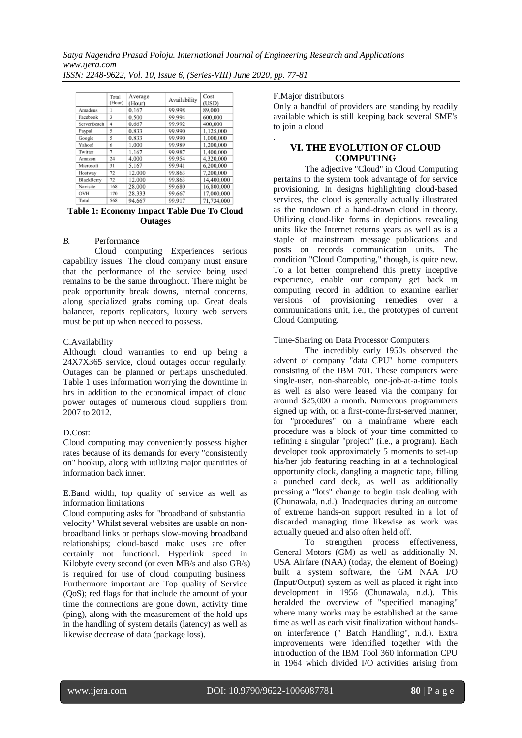|  | Total (Hour) | Average (Hour) | Availability | Cost (USD) |
|---|---|---|---|---|
| Amadeus | 1 | 0.167 | 99.998 | 89,000 |
| Facebook | 3 | 0.500 | 99.994 | 600,000 |
| ServerBeach | 4 | 0.667 | 99.992 | 400,000 |
| Paypal | 5 | 0.833 | 99.990 | 1,125,000 |
| Google | 5 | 0.833 | 99.990 | 1,000,000 |
| Yahoo! | 6 | 1.000 | 99.989 | 1,200,000 |
| Twitter | 7 | 1.167 | 99.987 | 1,400,000 |
| Amazon | 24 | 4.000 | 99.954 | 4,320,000 |
| Microsoft | 31 | 5.167 | 99.941 | 6,200,000 |
| Hostway | 72 | 12.000 | 99.863 | 7,200,000 |
| BlackBerry | 72 | 12.000 | 99.863 | 14,400,000 |
| Navisite | 168 | 28.000 | 99.680 | 16,800,000 |
| OVH | 170 | 28.333 | 99.667 | 17,000,000 |
| Total | 568 | 94.667 | 99.917 | 71,734,000 |

**Table 1: Economy Impact Table Due To Cloud Outages**

*B.* Performance

Cloud computing Experiences serious capability issues. The cloud company must ensure that the performance of the service being used remains to be the same throughout. There might be peak opportunity break downs, internal concerns, along specialized grabs coming up. Great deals balancer, reports replicators, luxury web servers must be put up when needed to possess.

C.Availability

Although cloud warranties to end up being a 24X7X365 service, cloud outages occur regularly. Outages can be planned or perhaps unscheduled. Table 1 uses information worrying the downtime in hrs in addition to the economical impact of cloud power outages of numerous cloud suppliers from 2007 to 2012.

D.Cost:

Cloud computing may conveniently possess higher rates because of its demands for every "consistently on" hookup, along with utilizing major quantities of information back inner.

E.Band width, top quality of service as well as information limitations

Cloud computing asks for "broadband of substantial velocity" Whilst several websites are usable on non-broadband links or perhaps slow-moving broadband relationships; cloud-based make uses are often certainly not functional. Hyperlink speed in Kilobyte every second (or even MB/s and also GB/s) is required for use of cloud computing business. Furthermore important are Top quality of Service (QoS); red flags for that include the amount of your time the connections are gone down, activity time (ping), along with the measurement of the hold-ups in the handling of system details (latency) as well as likewise decrease of data (package loss).

F.Major distributors

Only a handful of providers are standing by readily available which is still keeping back several SME's to join a cloud

.

## VI. THE EVOLUTION OF CLOUD COMPUTING

The adjective "Cloud" in Cloud Computing pertains to the system took advantage of for service provisioning. In designs highlighting cloud-based services, the cloud is generally actually illustrated as the rundown of a hand-drawn cloud in theory. Utilizing cloud-like forms in depictions revealing units like the Internet returns years as well as is a staple of mainstream message publications and posts on records communication units. The condition "Cloud Computing," though, is quite new. To a lot better comprehend this pretty inceptive experience, enable our company get back in computing record in addition to examine earlier versions of provisioning remedies over a communications unit, i.e., the prototypes of current Cloud Computing.

Time-Sharing on Data Processor Computers:

The incredibly early 1950s observed the advent of company "data CPU" home computers consisting of the IBM 701. These computers were single-user, non-shareable, one-job-at-a-time tools as well as also were leased via the company for around $25,000 a month. Numerous programmers signed up with, on a first-come-first-served manner, for "procedures" on a mainframe where each procedure was a block of your time committed to refining a singular "project" (i.e., a program). Each developer took approximately 5 moments to set-up his/her job featuring reaching in at a technological opportunity clock, dangling a magnetic tape, filling a punched card deck, as well as additionally pressing a "lots" change to begin task dealing with (Chunawala, n.d.). Inadequacies during an outcome of extreme hands-on support resulted in a lot of discarded managing time likewise as work was actually queued and also often held off.

To strengthen process effectiveness, General Motors (GM) as well as additionally N. USA Airfare (NAA) (today, the element of Boeing) built a system software, the GM NAA I/O (Input/Output) system as well as placed it right into development in 1956 (Chunawala, n.d.). This heralded the overview of "specified managing" where many works may be established at the same time as well as each visit finalization without hands-on interference (" Batch Handling", n.d.). Extra improvements were identified together with the introduction of the IBM Tool 360 information CPU in 1964 which divided I/O activities arising from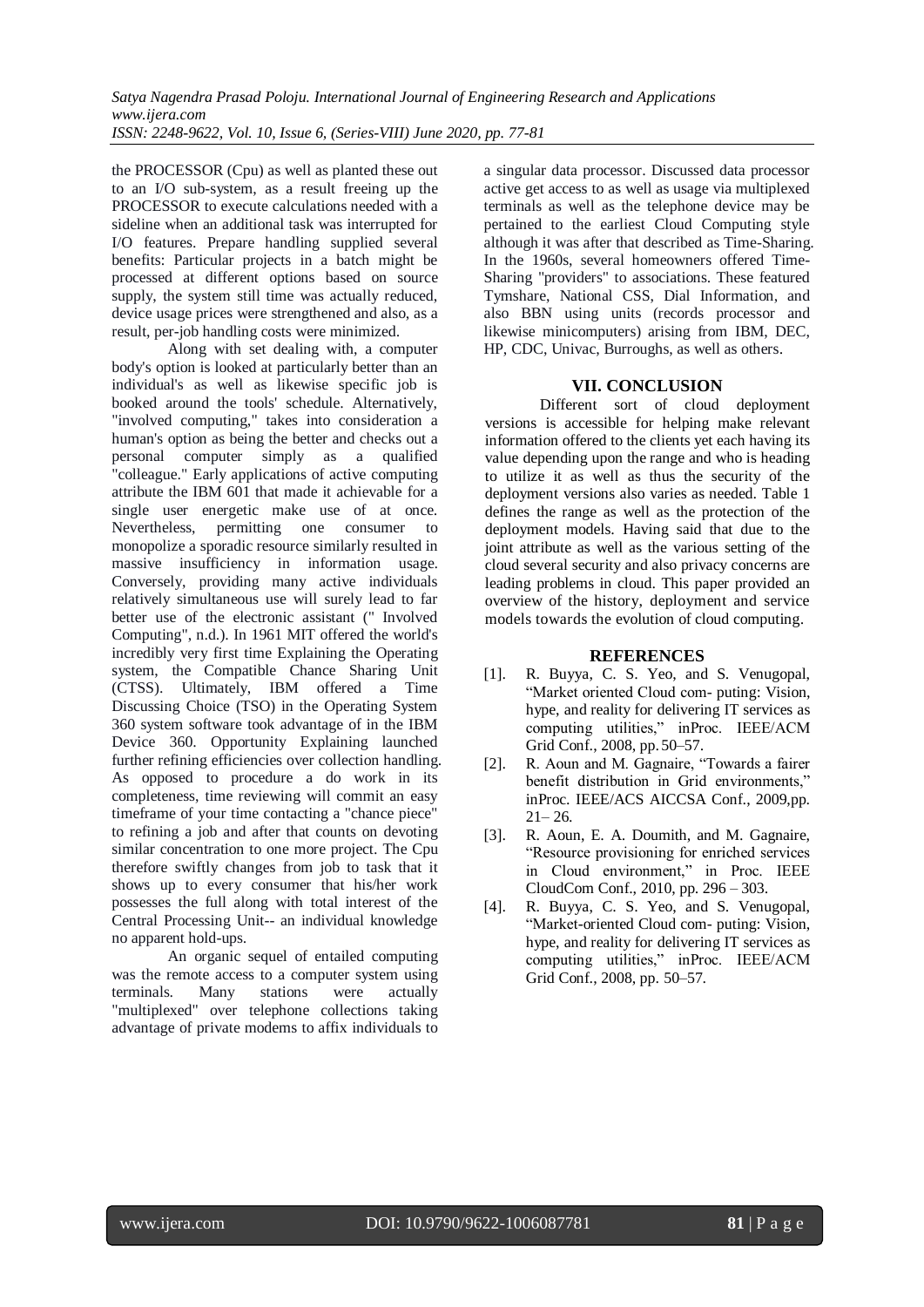the PROCESSOR (Cpu) as well as planted these out to an I/O sub-system, as a result freeing up the PROCESSOR to execute calculations needed with a sideline when an additional task was interrupted for I/O features. Prepare handling supplied several benefits: Particular projects in a batch might be processed at different options based on source supply, the system still time was actually reduced, device usage prices were strengthened and also, as a result, per-job handling costs were minimized.

Along with set dealing with, a computer body's option is looked at particularly better than an individual's as well as likewise specific job is booked around the tools' schedule. Alternatively, "involved computing," takes into consideration a human's option as being the better and checks out a personal computer simply as a qualified "colleague." Early applications of active computing attribute the IBM 601 that made it achievable for a single user energetic make use of at once. Nevertheless, permitting one consumer to monopolize a sporadic resource similarly resulted in massive insufficiency in information usage. Conversely, providing many active individuals relatively simultaneous use will surely lead to far better use of the electronic assistant (" Involved Computing", n.d.). In 1961 MIT offered the world's incredibly very first time Explaining the Operating system, the Compatible Chance Sharing Unit (CTSS). Ultimately, IBM offered a Time Discussing Choice (TSO) in the Operating System 360 system software took advantage of in the IBM Device 360. Opportunity Explaining launched further refining efficiencies over collection handling. As opposed to procedure a do work in its completeness, time reviewing will commit an easy timeframe of your time contacting a "chance piece" to refining a job and after that counts on devoting similar concentration to one more project. The Cpu therefore swiftly changes from job to task that it shows up to every consumer that his/her work possesses the full along with total interest of the Central Processing Unit-- an individual knowledge no apparent hold-ups.

An organic sequel of entailed computing was the remote access to a computer system using terminals. Many stations were actually "multiplexed" over telephone collections taking advantage of private modems to affix individuals to a singular data processor. Discussed data processor active get access to as well as usage via multiplexed terminals as well as the telephone device may be pertained to the earliest Cloud Computing style although it was after that described as Time-Sharing. In the 1960s, several homeowners offered Time-Sharing "providers" to associations. These featured Tymshare, National CSS, Dial Information, and also BBN using units (records processor and likewise minicomputers) arising from IBM, DEC, HP, CDC, Univac, Burroughs, as well as others.

## VII. CONCLUSION

Different sort of cloud deployment versions is accessible for helping make relevant information offered to the clients yet each having its value depending upon the range and who is heading to utilize it as well as thus the security of the deployment versions also varies as needed. Table 1 defines the range as well as the protection of the deployment models. Having said that due to the joint attribute as well as the various setting of the cloud several security and also privacy concerns are leading problems in cloud. This paper provided an overview of the history, deployment and service models towards the evolution of cloud computing.

## REFERENCES

[1]. R. Buyya, C. S. Yeo, and S. Venugopal, "Market oriented Cloud com- puting: Vision, hype, and reality for delivering IT services as computing utilities," inProc. IEEE/ACM Grid Conf., 2008, pp. 50–57.

[2]. R. Aoun and M. Gagnaire, "Towards a fairer benefit distribution in Grid environments," inProc. IEEE/ACS AICCSA Conf., 2009,pp. 21– 26.

[3]. R. Aoun, E. A. Doumith, and M. Gagnaire, "Resource provisioning for enriched services in Cloud environment," in Proc. IEEE CloudCom Conf., 2010, pp. 296 – 303.

[4]. R. Buyya, C. S. Yeo, and S. Venugopal, "Market-oriented Cloud com- puting: Vision, hype, and reality for delivering IT services as computing utilities," inProc. IEEE/ACM Grid Conf., 2008, pp. 50–57.